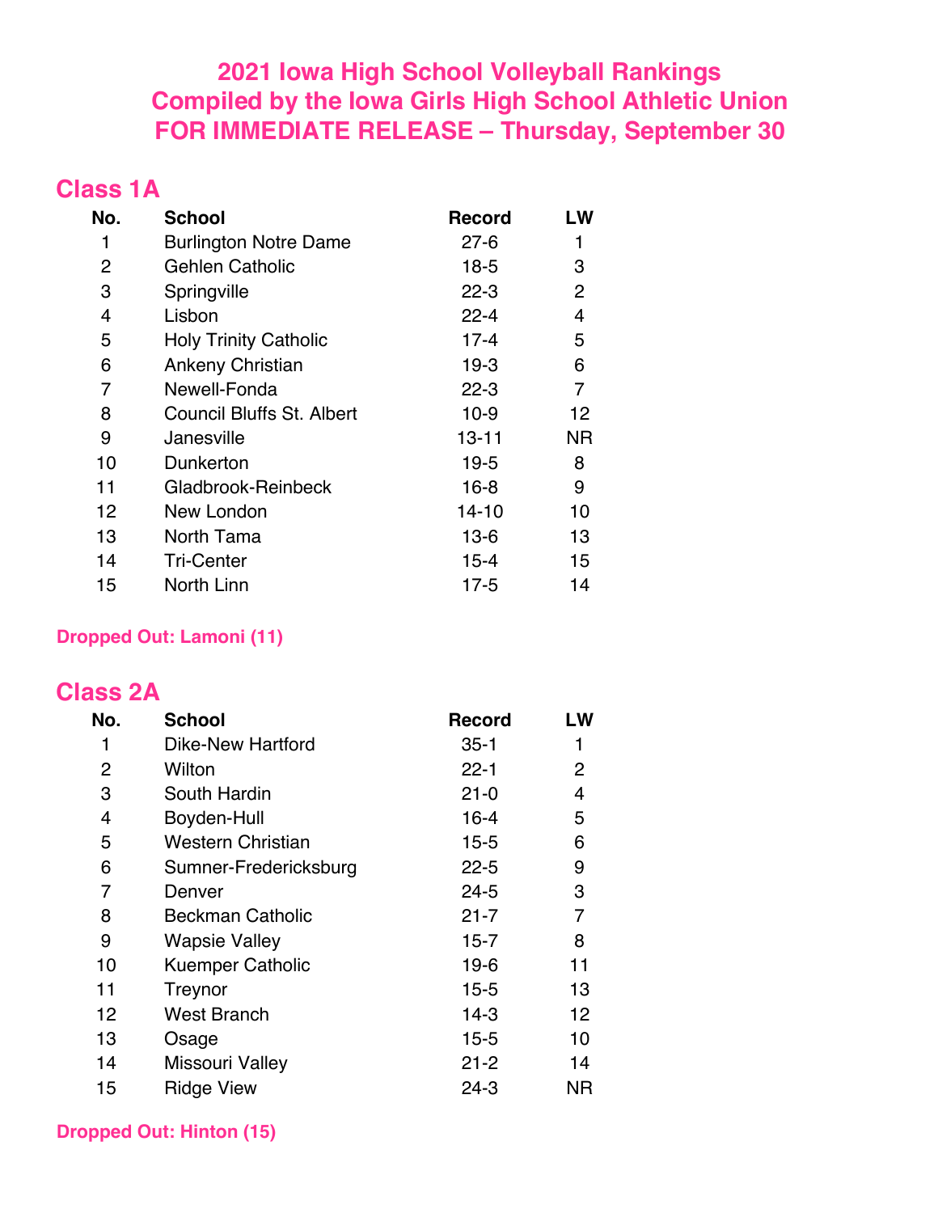# 2021 Iowa High School Volleyball Rankings
# Compiled by the Iowa Girls High School Athletic Union
# FOR IMMEDIATE RELEASE – Thursday, September 30

## Class 1A

| No. | School | Record | LW |
|---|---|---|---|
| 1 | Burlington Notre Dame | 27-6 | 1 |
| 2 | Gehlen Catholic | 18-5 | 3 |
| 3 | Springville | 22-3 | 2 |
| 4 | Lisbon | 22-4 | 4 |
| 5 | Holy Trinity Catholic | 17-4 | 5 |
| 6 | Ankeny Christian | 19-3 | 6 |
| 7 | Newell-Fonda | 22-3 | 7 |
| 8 | Council Bluffs St. Albert | 10-9 | 12 |
| 9 | Janesville | 13-11 | NR |
| 10 | Dunkerton | 19-5 | 8 |
| 11 | Gladbrook-Reinbeck | 16-8 | 9 |
| 12 | New London | 14-10 | 10 |
| 13 | North Tama | 13-6 | 13 |
| 14 | Tri-Center | 15-4 | 15 |
| 15 | North Linn | 17-5 | 14 |

**Dropped Out: Lamoni (11)**

## Class 2A

| No. | School | Record | LW |
|---|---|---|---|
| 1 | Dike-New Hartford | 35-1 | 1 |
| 2 | Wilton | 22-1 | 2 |
| 3 | South Hardin | 21-0 | 4 |
| 4 | Boyden-Hull | 16-4 | 5 |
| 5 | Western Christian | 15-5 | 6 |
| 6 | Sumner-Fredericksburg | 22-5 | 9 |
| 7 | Denver | 24-5 | 3 |
| 8 | Beckman Catholic | 21-7 | 7 |
| 9 | Wapsie Valley | 15-7 | 8 |
| 10 | Kuemper Catholic | 19-6 | 11 |
| 11 | Treynor | 15-5 | 13 |
| 12 | West Branch | 14-3 | 12 |
| 13 | Osage | 15-5 | 10 |
| 14 | Missouri Valley | 21-2 | 14 |
| 15 | Ridge View | 24-3 | NR |

**Dropped Out: Hinton (15)**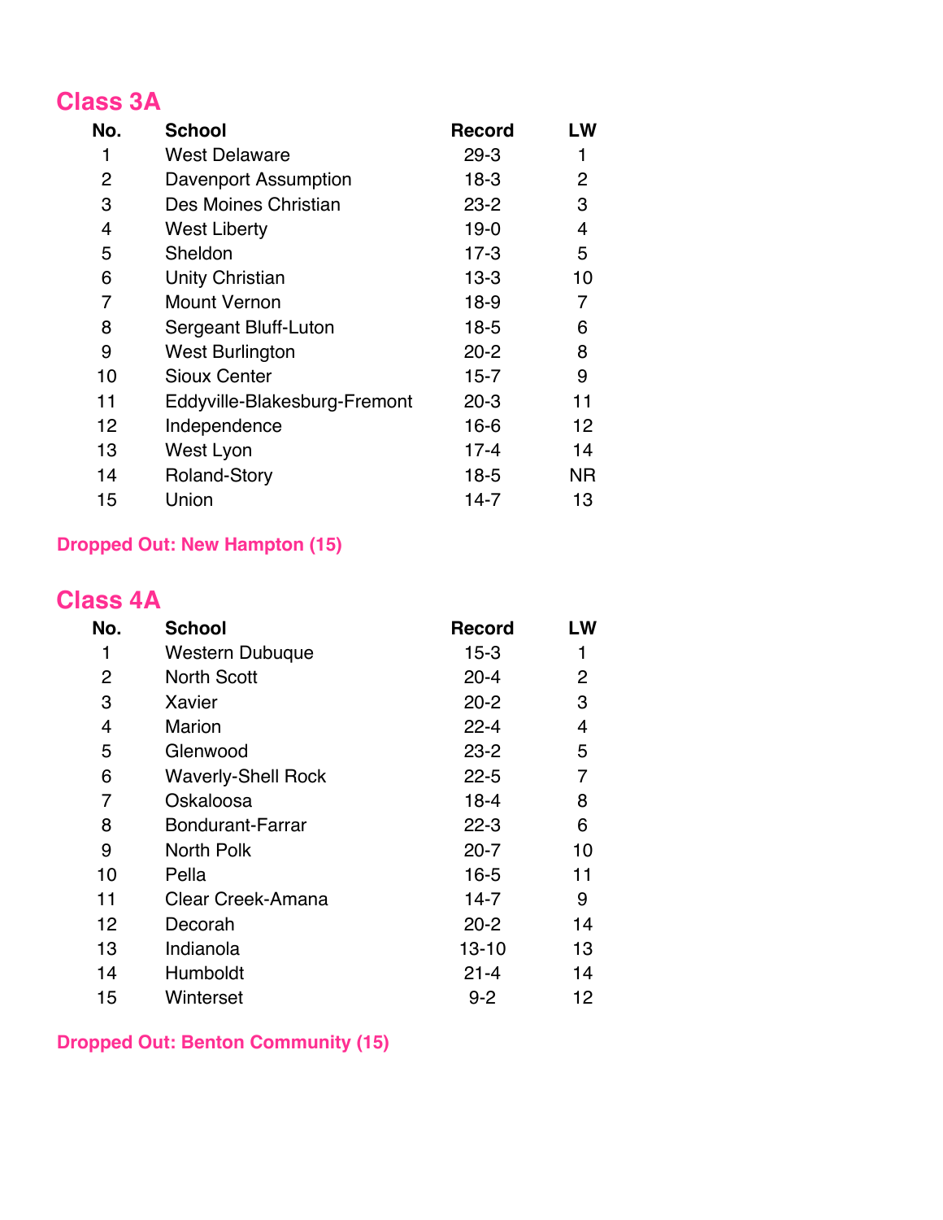## Class 3A

| No. | School | Record | LW |
|---|---|---|---|
| 1 | West Delaware | 29-3 | 1 |
| 2 | Davenport Assumption | 18-3 | 2 |
| 3 | Des Moines Christian | 23-2 | 3 |
| 4 | West Liberty | 19-0 | 4 |
| 5 | Sheldon | 17-3 | 5 |
| 6 | Unity Christian | 13-3 | 10 |
| 7 | Mount Vernon | 18-9 | 7 |
| 8 | Sergeant Bluff-Luton | 18-5 | 6 |
| 9 | West Burlington | 20-2 | 8 |
| 10 | Sioux Center | 15-7 | 9 |
| 11 | Eddyville-Blakesburg-Fremont | 20-3 | 11 |
| 12 | Independence | 16-6 | 12 |
| 13 | West Lyon | 17-4 | 14 |
| 14 | Roland-Story | 18-5 | NR |
| 15 | Union | 14-7 | 13 |

**Dropped Out: New Hampton (15)**

## Class 4A

| No. | School | Record | LW |
|---|---|---|---|
| 1 | Western Dubuque | 15-3 | 1 |
| 2 | North Scott | 20-4 | 2 |
| 3 | Xavier | 20-2 | 3 |
| 4 | Marion | 22-4 | 4 |
| 5 | Glenwood | 23-2 | 5 |
| 6 | Waverly-Shell Rock | 22-5 | 7 |
| 7 | Oskaloosa | 18-4 | 8 |
| 8 | Bondurant-Farrar | 22-3 | 6 |
| 9 | North Polk | 20-7 | 10 |
| 10 | Pella | 16-5 | 11 |
| 11 | Clear Creek-Amana | 14-7 | 9 |
| 12 | Decorah | 20-2 | 14 |
| 13 | Indianola | 13-10 | 13 |
| 14 | Humboldt | 21-4 | 14 |
| 15 | Winterset | 9-2 | 12 |

**Dropped Out: Benton Community (15)**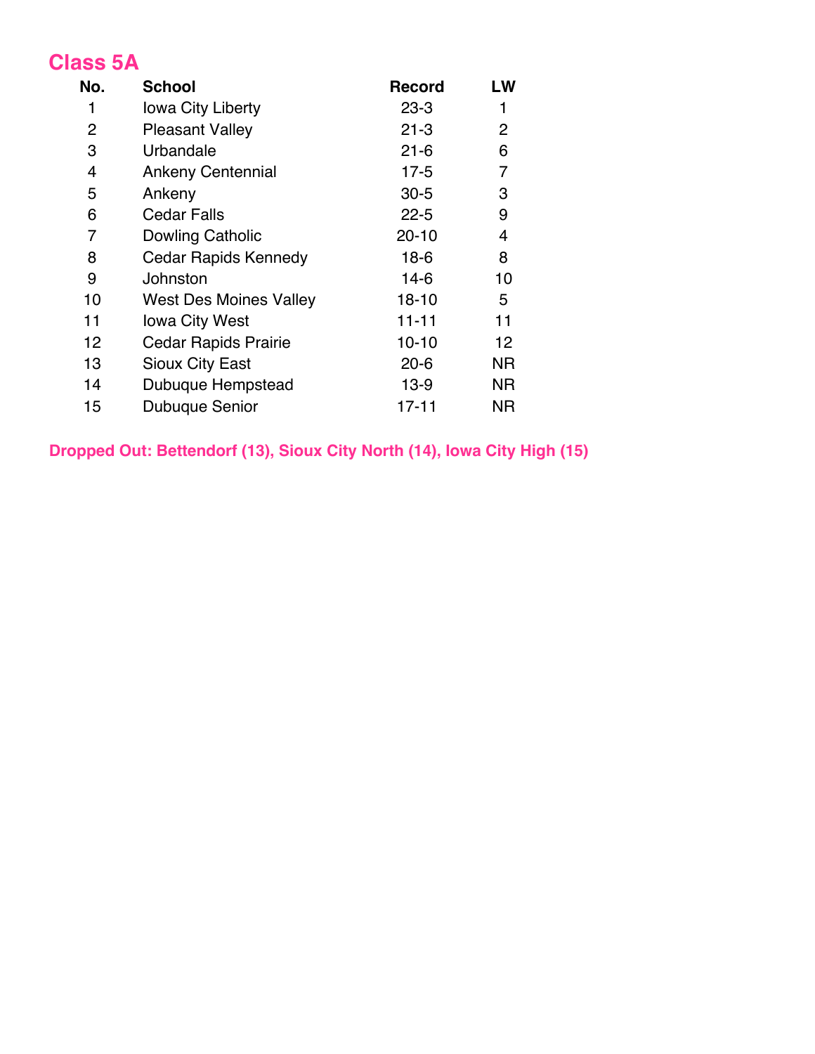## Class 5A

| No. | School | Record | LW |
| --- | --- | --- | --- |
| 1 | Iowa City Liberty | 23-3 | 1 |
| 2 | Pleasant Valley | 21-3 | 2 |
| 3 | Urbandale | 21-6 | 6 |
| 4 | Ankeny Centennial | 17-5 | 7 |
| 5 | Ankeny | 30-5 | 3 |
| 6 | Cedar Falls | 22-5 | 9 |
| 7 | Dowling Catholic | 20-10 | 4 |
| 8 | Cedar Rapids Kennedy | 18-6 | 8 |
| 9 | Johnston | 14-6 | 10 |
| 10 | West Des Moines Valley | 18-10 | 5 |
| 11 | Iowa City West | 11-11 | 11 |
| 12 | Cedar Rapids Prairie | 10-10 | 12 |
| 13 | Sioux City East | 20-6 | NR |
| 14 | Dubuque Hempstead | 13-9 | NR |
| 15 | Dubuque Senior | 17-11 | NR |

**Dropped Out: Bettendorf (13), Sioux City North (14), Iowa City High (15)**